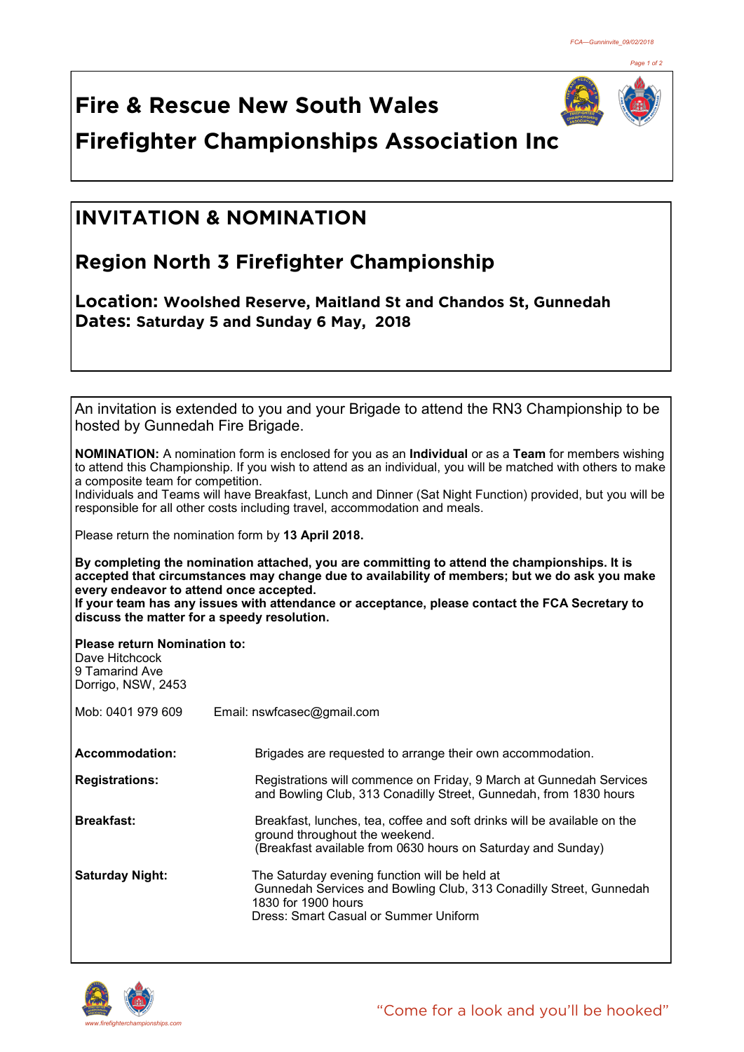# Fire & Rescue New South Wales
# Firefighter Championships Association Inc

## INVITATION & NOMINATION

## Region North 3 Firefighter Championship

**Location: Woolshed Reserve, Maitland St and Chandos St, Gunnedah**
**Dates: Saturday 5 and Sunday 6 May, 2018**

An invitation is extended to you and your Brigade to attend the RN3 Championship to be hosted by Gunnedah Fire Brigade.

**NOMINATION:** A nomination form is enclosed for you as an **Individual** or as a **Team** for members wishing to attend this Championship. If you wish to attend as an individual, you will be matched with others to make a composite team for competition.
Individuals and Teams will have Breakfast, Lunch and Dinner (Sat Night Function) provided, but you will be responsible for all other costs including travel, accommodation and meals.

Please return the nomination form by **13 April 2018.**

**By completing the nomination attached, you are committing to attend the championships. It is accepted that circumstances may change due to availability of members; but we do ask you make every endeavor to attend once accepted.**
**If your team has any issues with attendance or acceptance, please contact the FCA Secretary to discuss the matter for a speedy resolution.**

**Please return Nomination to:**
Dave Hitchcock
9 Tamarind Ave
Dorrigo, NSW, 2453

Mob: 0401 979 609    Email: nswfcasec@gmail.com

**Accommodation:** Brigades are requested to arrange their own accommodation.

**Registrations:** Registrations will commence on Friday, 9 March at Gunnedah Services and Bowling Club, 313 Conadilly Street, Gunnedah, from 1830 hours

**Breakfast:** Breakfast, lunches, tea, coffee and soft drinks will be available on the ground throughout the weekend.
(Breakfast available from 0630 hours on Saturday and Sunday)

**Saturday Night:** The Saturday evening function will be held at
Gunnedah Services and Bowling Club, 313 Conadilly Street, Gunnedah
1830 for 1900 hours
Dress: Smart Casual or Summer Uniform

www.firefighterchampionships.com

"Come for a look and you'll be hooked"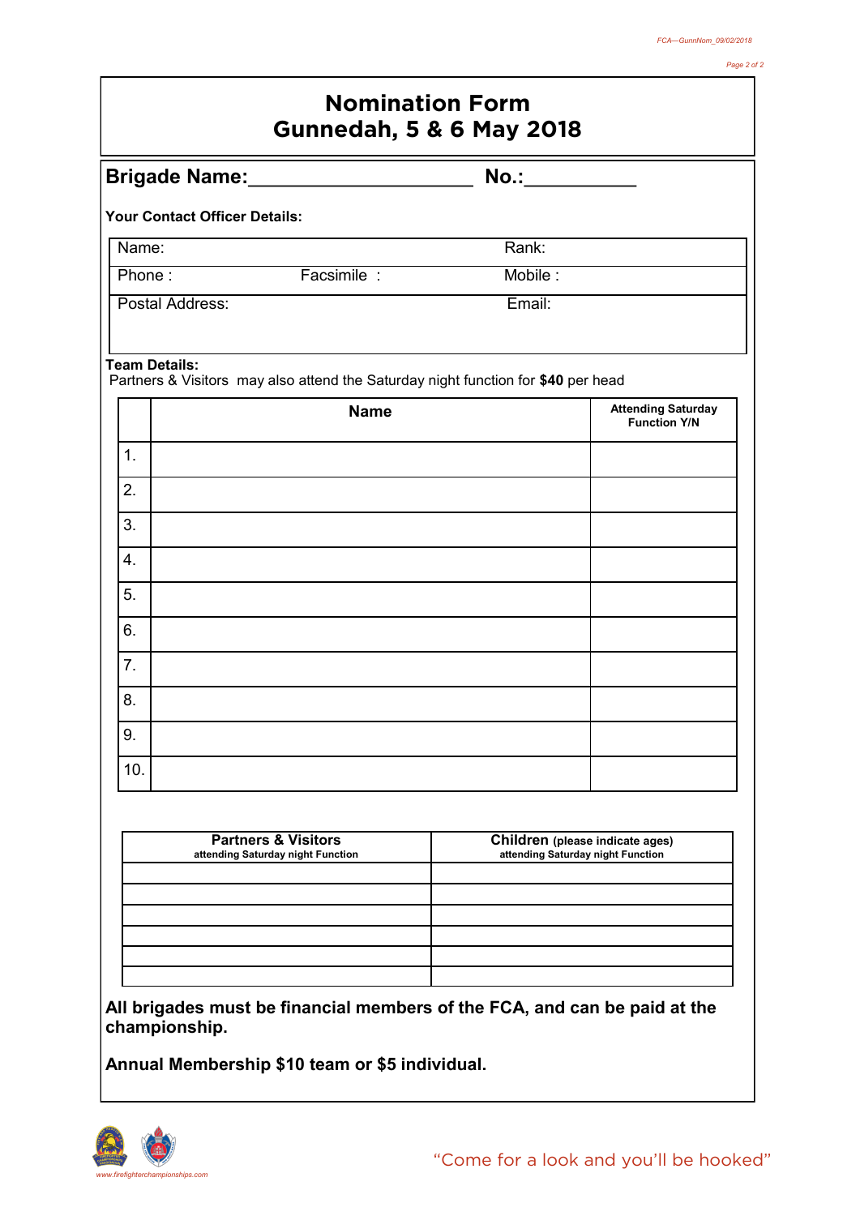# Nomination Form
# Gunnedah, 5 & 6 May 2018

**Brigade Name:____________________ No.:__________**

**Your Contact Officer Details:**

| | | |
|---|---|---|
| Name: | | Rank: |
| Phone : | Facsimile : | Mobile : |
| Postal Address: | | Email: |

**Team Details:**

Partners & Visitors may also attend the Saturday night function for **$40** per head

| | Name | Attending Saturday Function Y/N |
|---|---|---|
| 1. | | |
| 2. | | |
| 3. | | |
| 4. | | |
| 5. | | |
| 6. | | |
| 7. | | |
| 8. | | |
| 9. | | |
| 10. | | |

| Partners & Visitors attending Saturday night Function | Children (please indicate ages) attending Saturday night Function |
|---|---|
| | |
| | |
| | |
| | |
| | |
| | |

**All brigades must be financial members of the FCA, and can be paid at the championship.**

**Annual Membership $10 team or $5 individual.**

www.firefighterchampionships.com

"Come for a look and you'll be hooked"